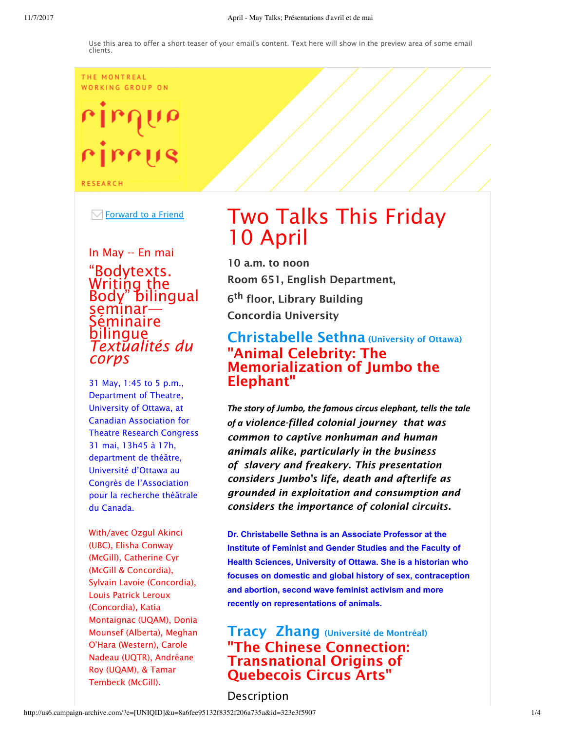Use this area to offer a short teaser of your email's content. Text here will show in the preview area of some email clients.

THE MONTREAL WORKING GROUP ON

cirque circus

RESEARCH

Forward to a Friend

## In May -- En mai

## “Bodytexts. Writing the Body” bilingual seminar—Séminaire bilingue *Textualités du corps*

31 May, 1:45 to 5 p.m., Department of Theatre, University of Ottawa, at Canadian Association for Theatre Research Congress
31 mai, 13h45 à 17h, department de théâtre, Université d’Ottawa au Congrès de l’Association pour la recherche théâtrale du Canada.

With/avec Ozgul Akinci (UBC), Elisha Conway (McGill), Catherine Cyr (McGill & Concordia), Sylvain Lavoie (Concordia), Louis Patrick Leroux (Concordia), Katia Montaignac (UQAM), Donia Mounsef (Alberta), Meghan O'Hara (Western), Carole Nadeau (UQTR), Andréane Roy (UQAM), & Tamar Tembeck (McGill).

# Two Talks This Friday 10 April

**10 a.m. to noon**
**Room 651, English Department,**
**6th floor, Library Building**
**Concordia University**

## Christabelle Sethna (University of Ottawa)

## "Animal Celebrity: The Memorialization of Jumbo the Elephant"

***The story of Jumbo, the famous circus elephant, tells the tale of a violence-filled colonial journey that was common to captive nonhuman and human animals alike, particularly in the business of slavery and freakery. This presentation considers Jumbo's life, death and afterlife as grounded in exploitation and consumption and considers the importance of colonial circuits.***

**Dr. Christabelle Sethna is an Associate Professor at the Institute of Feminist and Gender Studies and the Faculty of Health Sciences, University of Ottawa. She is a historian who focuses on domestic and global history of sex, contraception and abortion, second wave feminist activism and more recently on representations of animals.**

## Tracy Zhang (Université de Montréal)

## "The Chinese Connection: Transnational Origins of Quebecois Circus Arts"

Description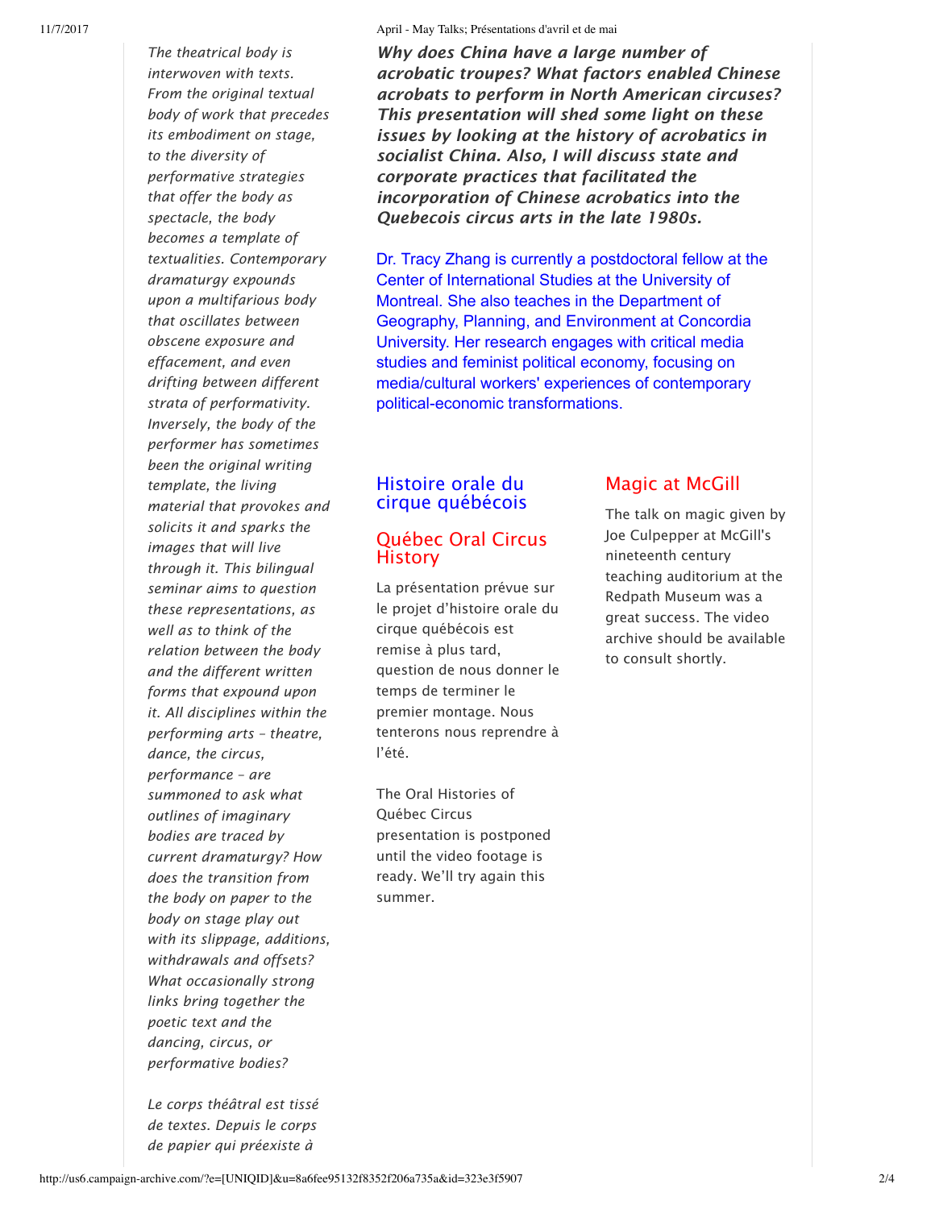*The theatrical body is interwoven with texts. From the original textual body of work that precedes its embodiment on stage, to the diversity of performative strategies that offer the body as spectacle, the body becomes a template of textualities. Contemporary dramaturgy expounds upon a multifarious body that oscillates between obscene exposure and effacement, and even drifting between different strata of performativity. Inversely, the body of the performer has sometimes been the original writing template, the living material that provokes and solicits it and sparks the images that will live through it. This bilingual seminar aims to question these representations, as well as to think of the relation between the body and the different written forms that expound upon it. All disciplines within the performing arts – theatre, dance, the circus, performance – are summoned to ask what outlines of imaginary bodies are traced by current dramaturgy? How does the transition from the body on paper to the body on stage play out with its slippage, additions, withdrawals and offsets? What occasionally strong links bring together the poetic text and the dancing, circus, or performative bodies?*

*Le corps théâtral est tissé de textes. Depuis le corps de papier qui préexiste à*

***Why does China have a large number of acrobatic troupes? What factors enabled Chinese acrobats to perform in North American circuses? This presentation will shed some light on these issues by looking at the history of acrobatics in socialist China. Also, I will discuss state and corporate practices that facilitated the incorporation of Chinese acrobatics into the Quebecois circus arts in the late 1980s.***

Dr. Tracy Zhang is currently a postdoctoral fellow at the Center of International Studies at the University of Montreal. She also teaches in the Department of Geography, Planning, and Environment at Concordia University. Her research engages with critical media studies and feminist political economy, focusing on media/cultural workers' experiences of contemporary political-economic transformations.

## Histoire orale du cirque québécois

## Québec Oral Circus History

La présentation prévue sur le projet d'histoire orale du cirque québécois est remise à plus tard, question de nous donner le temps de terminer le premier montage. Nous tenterons nous reprendre à l'été.

The Oral Histories of Québec Circus presentation is postponed until the video footage is ready. We'll try again this summer.

## Magic at McGill

The talk on magic given by Joe Culpepper at McGill's nineteenth century teaching auditorium at the Redpath Museum was a great success. The video archive should be available to consult shortly.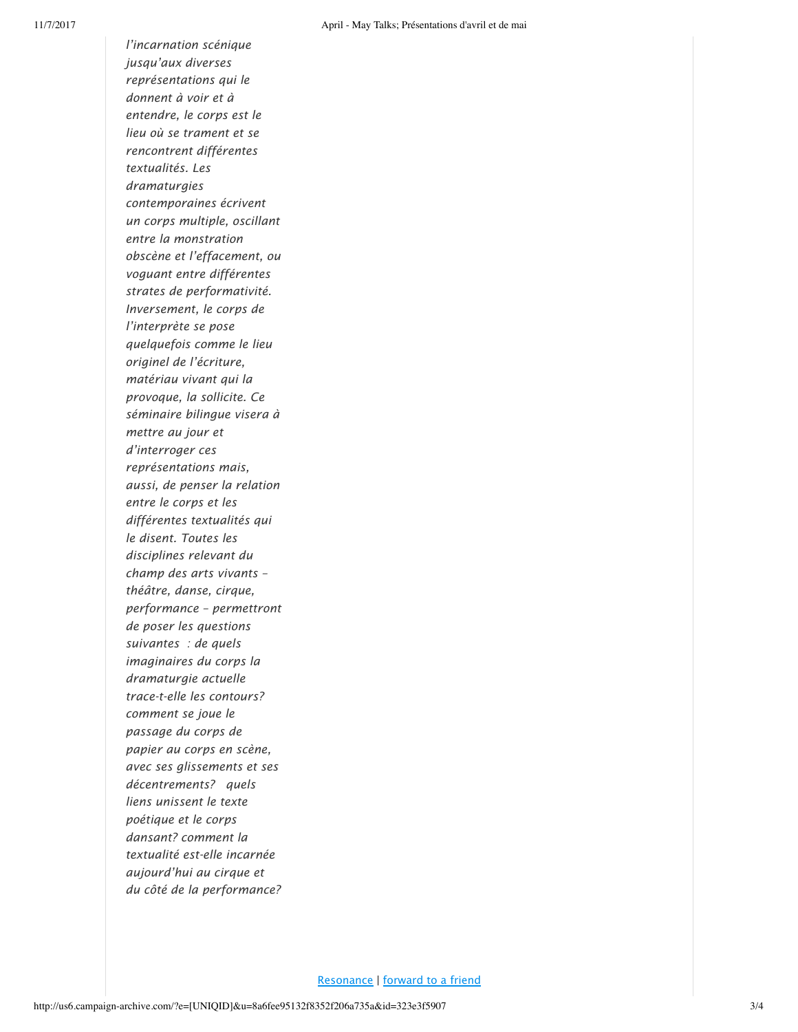*l'incarnation scénique jusqu'aux diverses représentations qui le donnent à voir et à entendre, le corps est le lieu où se trament et se rencontrent différentes textualités. Les dramaturgies contemporaines écrivent un corps multiple, oscillant entre la monstration obscène et l'effacement, ou voguant entre différentes strates de performativité. Inversement, le corps de l'interprète se pose quelquefois comme le lieu originel de l'écriture, matériau vivant qui la provoque, la sollicite. Ce séminaire bilingue visera à mettre au jour et d'interroger ces représentations mais, aussi, de penser la relation entre le corps et les différentes textualités qui le disent. Toutes les disciplines relevant du champ des arts vivants – théâtre, danse, cirque, performance – permettront de poser les questions suivantes : de quels imaginaires du corps la dramaturgie actuelle trace-t-elle les contours? comment se joue le passage du corps de papier au corps en scène, avec ses glissements et ses décentrements? quels liens unissent le texte poétique et le corps dansant? comment la textualité est-elle incarnée aujourd'hui au cirque et du côté de la performance?*

Resonance | forward to a friend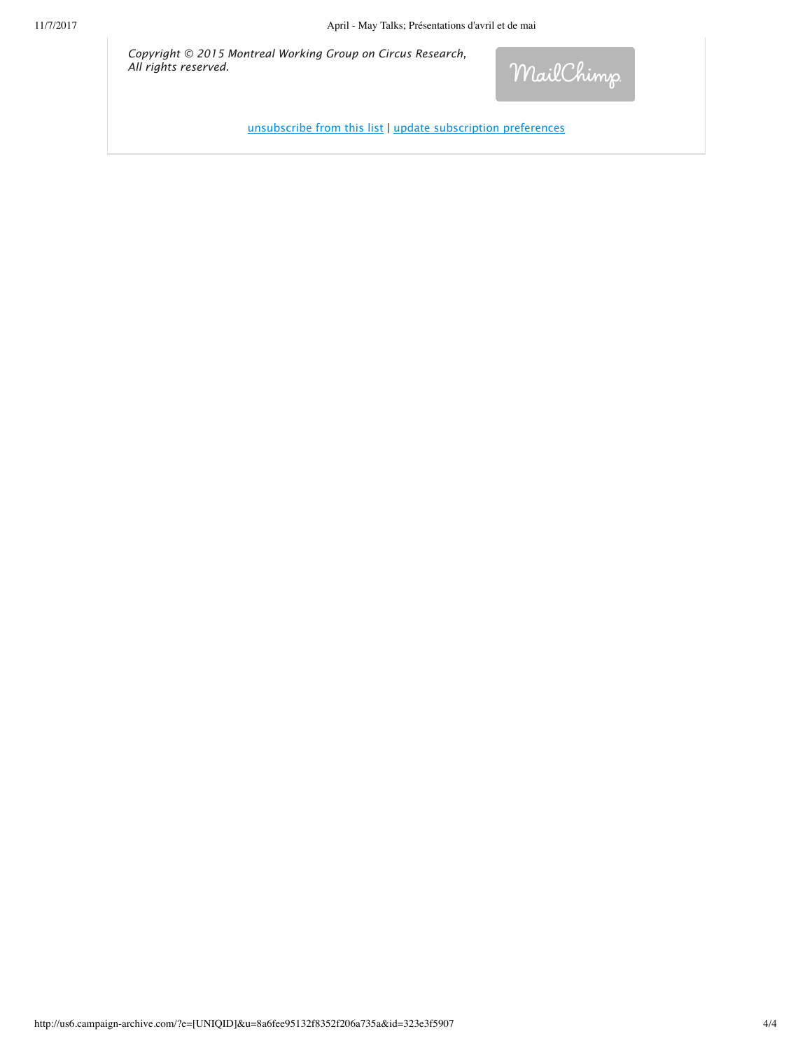*Copyright © 2015 Montreal Working Group on Circus Research, All rights reserved.*

MailChimp

unsubscribe from this list | update subscription preferences